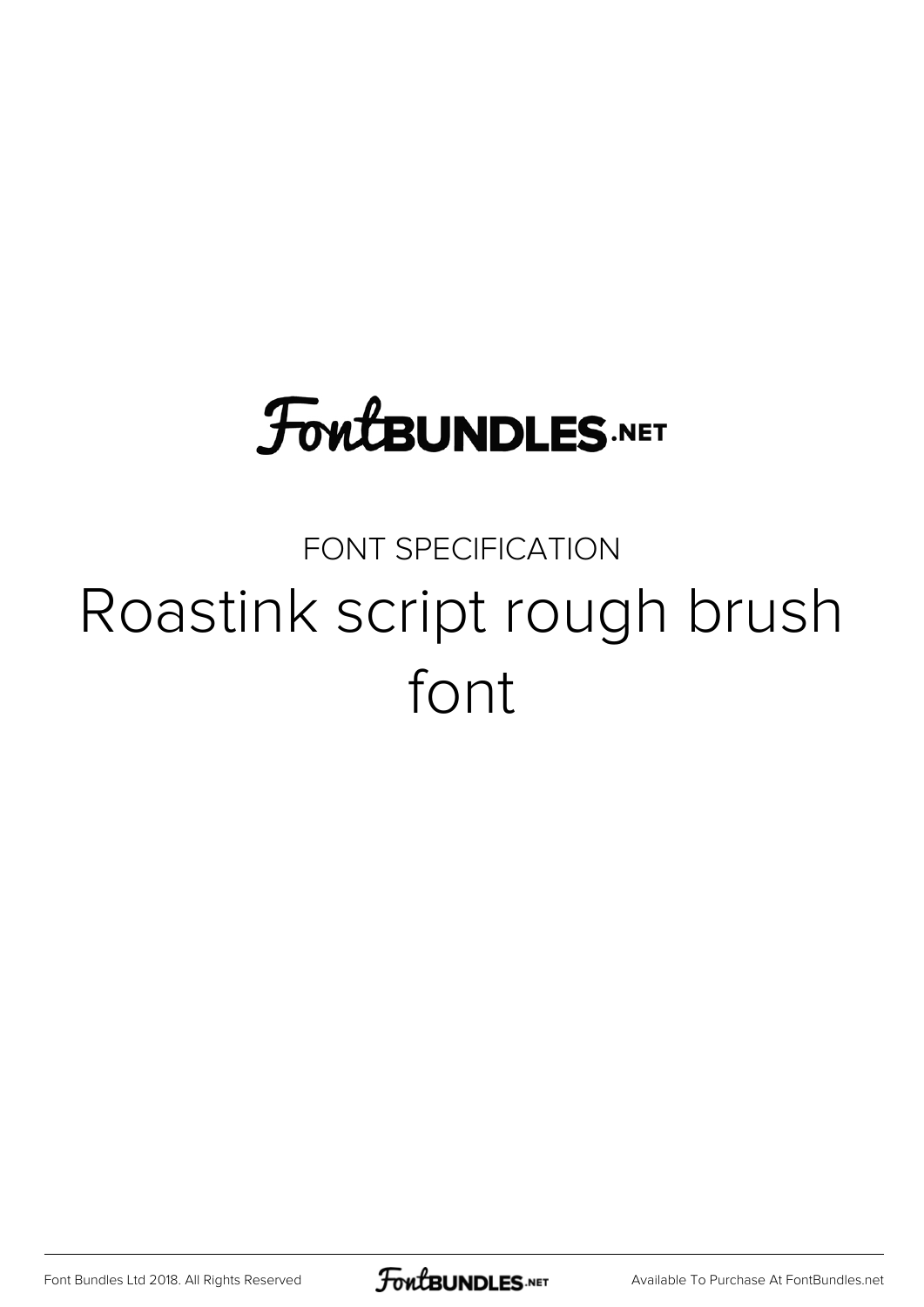FontBUNDLES.NET

FONT SPECIFICATION

# Roastink script rough brush font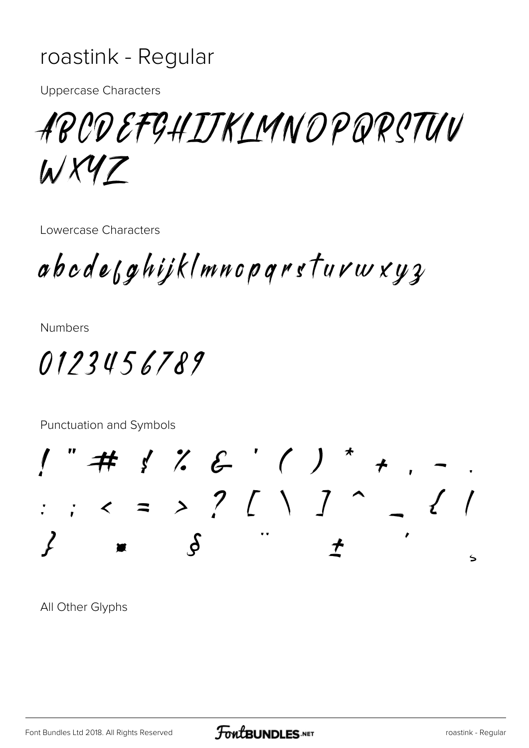# roastink - Regular

Uppercase Characters

ABCDEFGHIJKLMNOPQRSTUV
WXYZ

Lowercase Characters

abcdefghijklmnopqrstuvwxyz

Numbers

0123456789

Punctuation and Symbols

! " # $ % & ' ( ) * + , - .
: ; < = > ? [ \ ] ^ _ { |
} ■ § ¨ ± ´ ¸

All Other Glyphs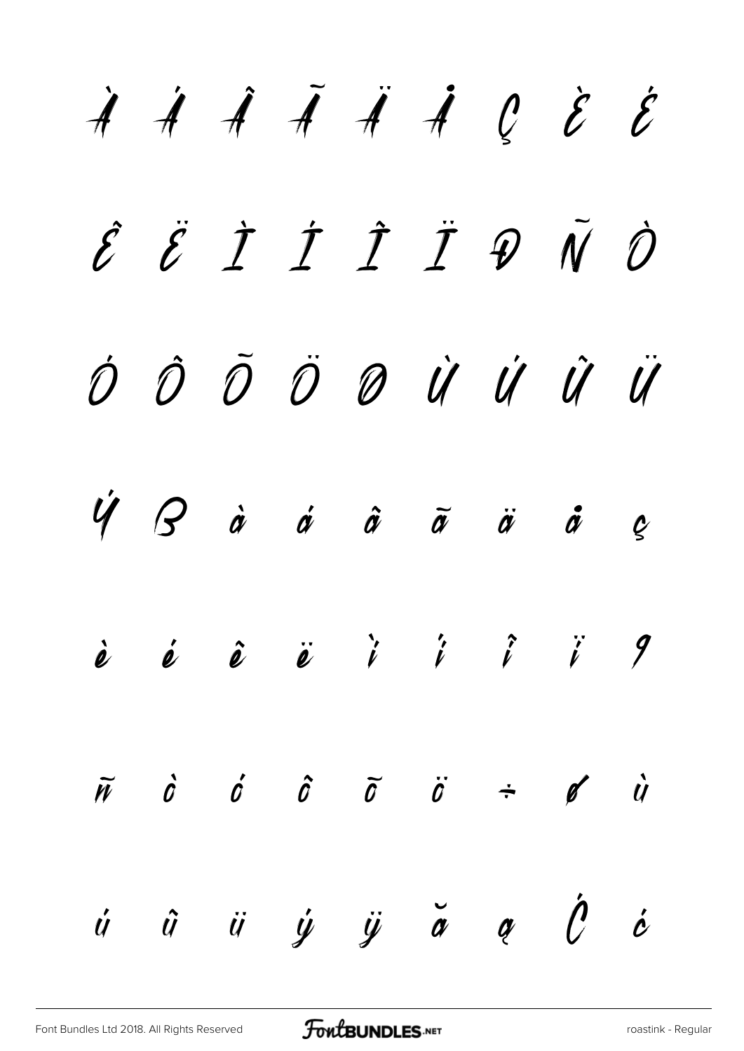À Á Â Ã Ä Å Ç È É

Ê Ë Ì Í Î Ï Ð Ñ Ò

Ó Ô Õ Ö Ø Ù Ú Û Ü

Ý ß à á â ã ä å ç

è é ê ë ì í î ï ð

ñ ò ó ô õ ö ÷ ø ù

ú û ü ý ÿ ă ą Ć ć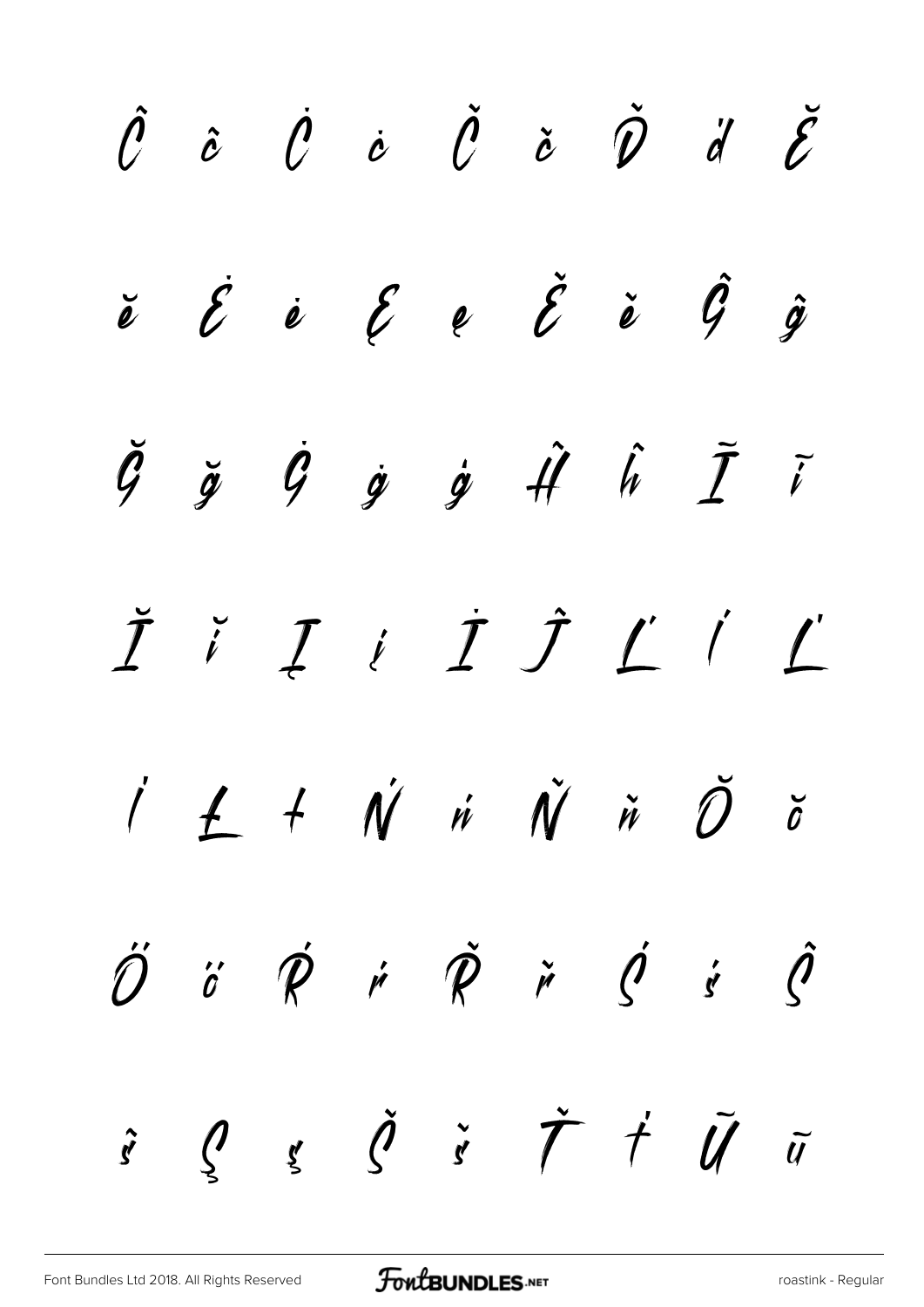Ĉ ĉ Ċ ċ Č č Ď ď Ĕ

ĕ Ė ė Ę ę Ě ě Ĝ ĝ

Ğ ğ Ġ ġ ģ Ĥ ĥ Ĩ ĩ

Ĭ ĭ Į į İ Ĵ Ĺ ĺ Ľ

ľ Ł ł Ń ń Ň ň Ŏ ŏ

Ő ő Ŕ ŕ Ř ř Ś ś Ŝ

ŝ Ş ş Š š Ť ť Ũ ũ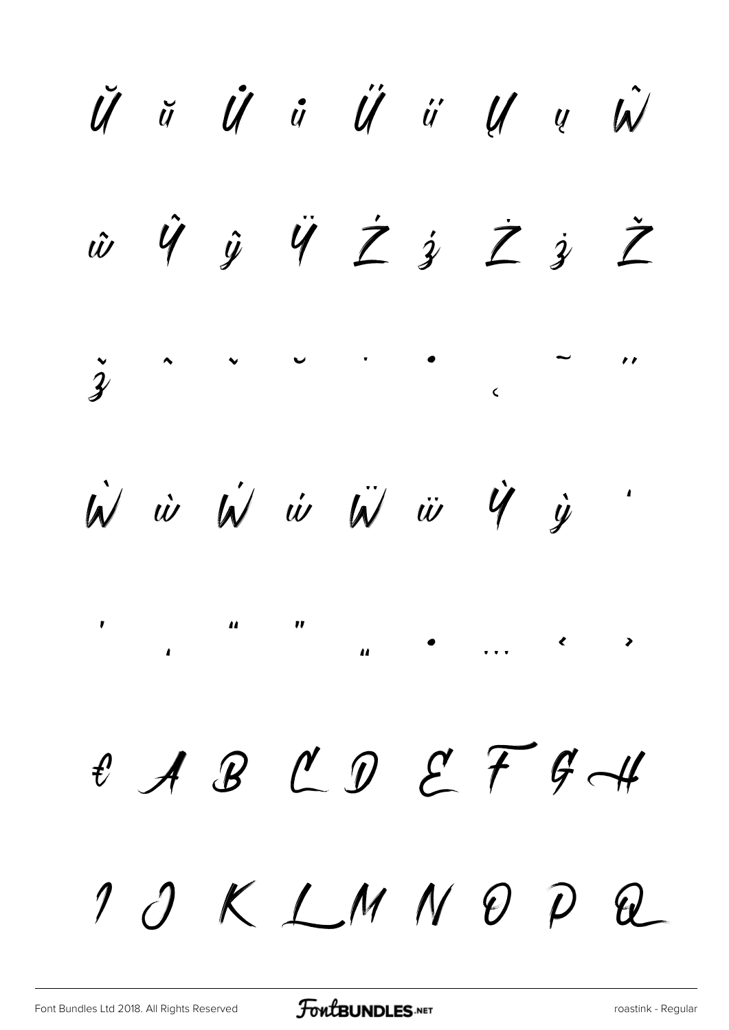Ŭ ŭ Ů ů Ű ű Ų ų Ŵ

ŵ Ŷ ŷ Ÿ Ź ź Ż ż Ž

ž ˆ ˇ ˘ ˙ • ˛ ˜ ˝

Ẁ ẁ Ẃ ẃ Ẅ ẅ Ỳ ỳ ‘

’ ‚ “ ” „ • … ‹ ›

€ A B C D E F G H

I J K L M N O P Q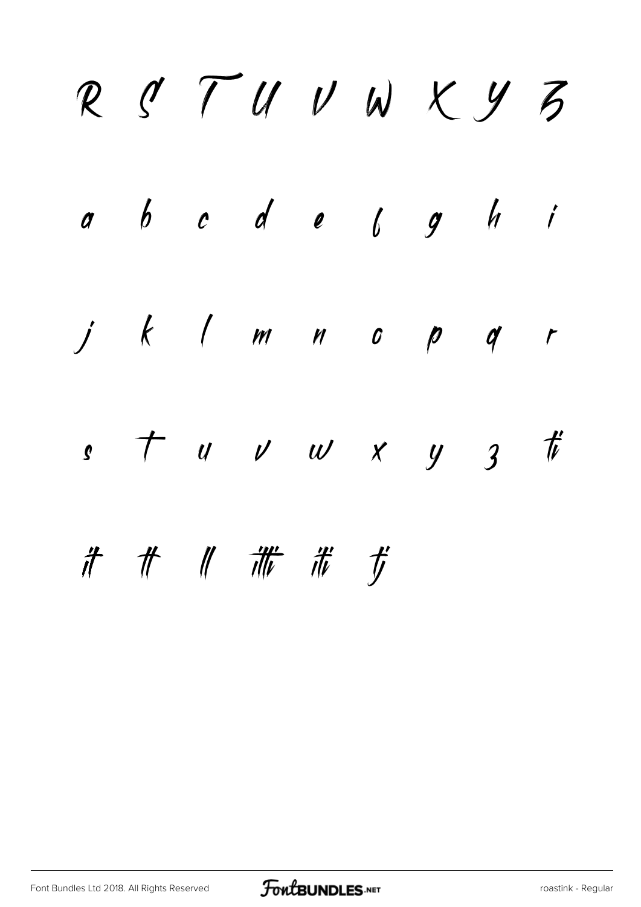R S T U V W X Y Z

a b c d e f g h i

j k l m n o p q r

s t u v w x y z ti

it tt ll itti iti tj